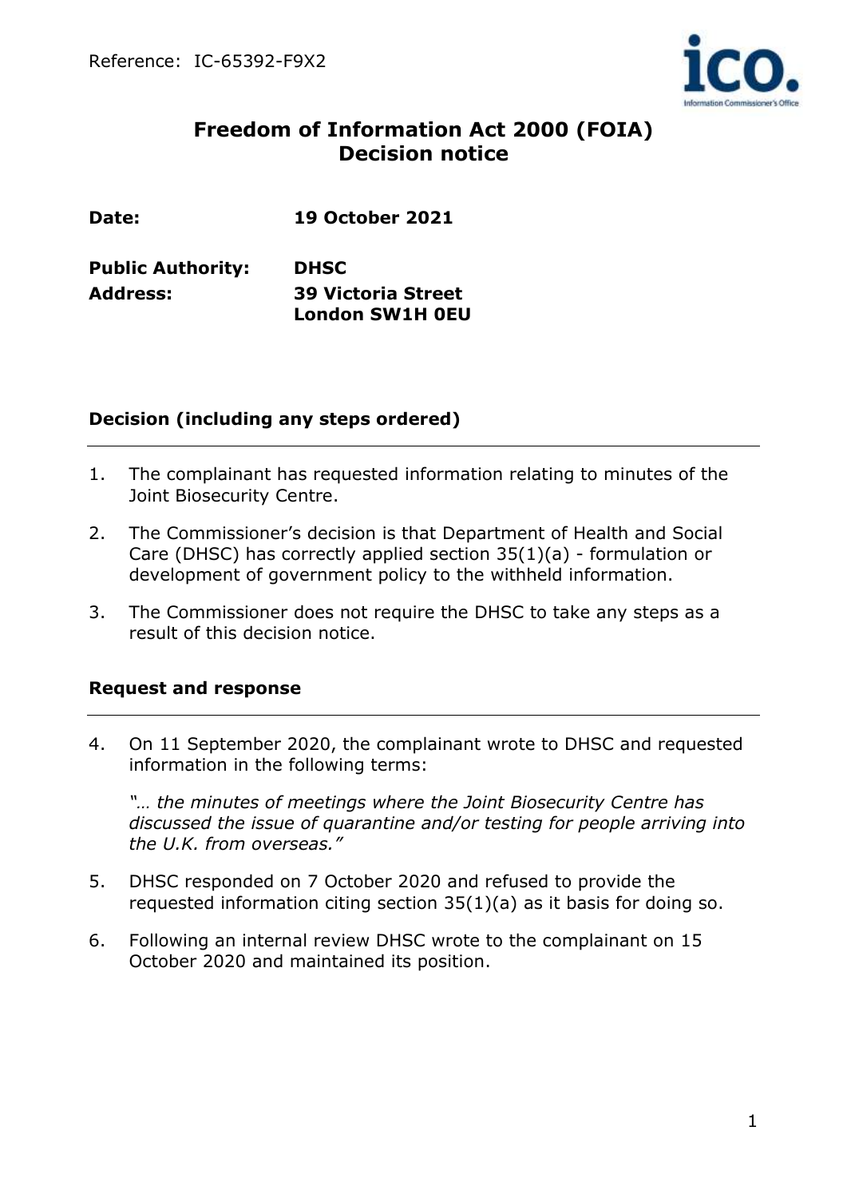Reference: IC-65392-F9X2

# Freedom of Information Act 2000 (FOIA) Decision notice

**Date:** **19 October 2021**

**Public Authority:** **DHSC**
**Address:** **39 Victoria Street London SW1H 0EU**

## Decision (including any steps ordered)

1. The complainant has requested information relating to minutes of the Joint Biosecurity Centre.

2. The Commissioner's decision is that Department of Health and Social Care (DHSC) has correctly applied section 35(1)(a) - formulation or development of government policy to the withheld information.

3. The Commissioner does not require the DHSC to take any steps as a result of this decision notice.

## Request and response

4. On 11 September 2020, the complainant wrote to DHSC and requested information in the following terms:

   *"… the minutes of meetings where the Joint Biosecurity Centre has discussed the issue of quarantine and/or testing for people arriving into the U.K. from overseas."*

5. DHSC responded on 7 October 2020 and refused to provide the requested information citing section 35(1)(a) as it basis for doing so.

6. Following an internal review DHSC wrote to the complainant on 15 October 2020 and maintained its position.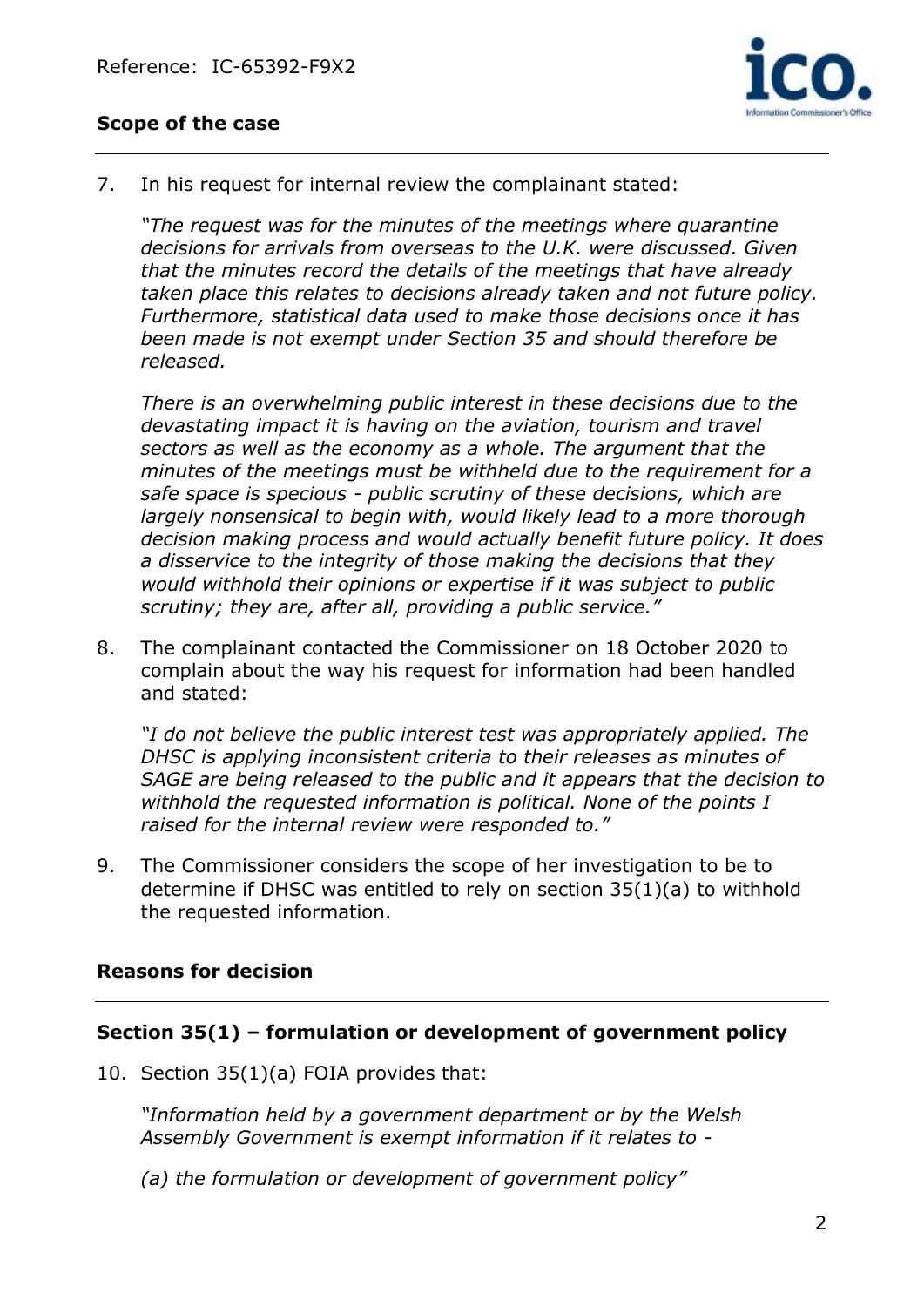## Scope of the case

7. In his request for internal review the complainant stated:

   *"The request was for the minutes of the meetings where quarantine decisions for arrivals from overseas to the U.K. were discussed. Given that the minutes record the details of the meetings that have already taken place this relates to decisions already taken and not future policy. Furthermore, statistical data used to make those decisions once it has been made is not exempt under Section 35 and should therefore be released.*

   *There is an overwhelming public interest in these decisions due to the devastating impact it is having on the aviation, tourism and travel sectors as well as the economy as a whole. The argument that the minutes of the meetings must be withheld due to the requirement for a safe space is specious - public scrutiny of these decisions, which are largely nonsensical to begin with, would likely lead to a more thorough decision making process and would actually benefit future policy. It does a disservice to the integrity of those making the decisions that they would withhold their opinions or expertise if it was subject to public scrutiny; they are, after all, providing a public service."*

8. The complainant contacted the Commissioner on 18 October 2020 to complain about the way his request for information had been handled and stated:

   *"I do not believe the public interest test was appropriately applied. The DHSC is applying inconsistent criteria to their releases as minutes of SAGE are being released to the public and it appears that the decision to withhold the requested information is political. None of the points I raised for the internal review were responded to."*

9. The Commissioner considers the scope of her investigation to be to determine if DHSC was entitled to rely on section 35(1)(a) to withhold the requested information.

## Reasons for decision

### Section 35(1) – formulation or development of government policy

10. Section 35(1)(a) FOIA provides that:

    *"Information held by a government department or by the Welsh Assembly Government is exempt information if it relates to -*

    *(a) the formulation or development of government policy"*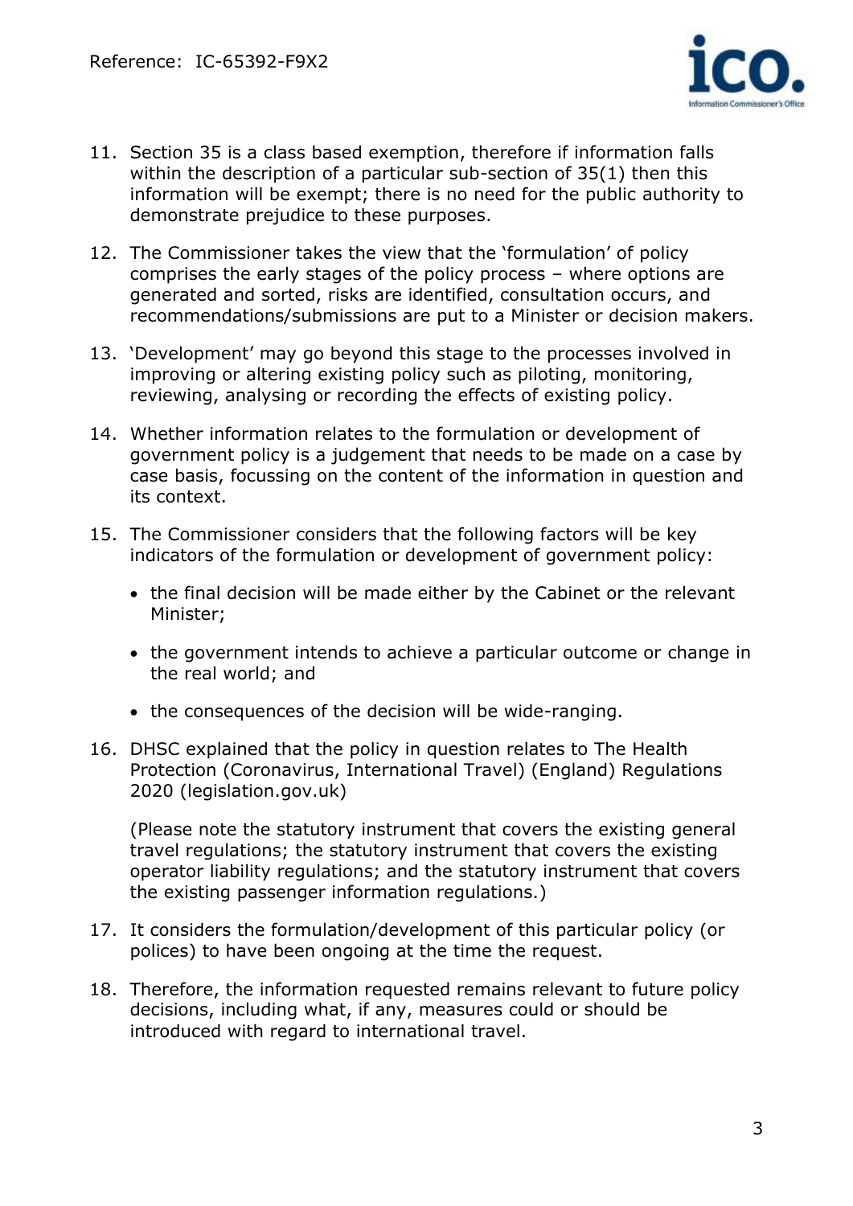11. Section 35 is a class based exemption, therefore if information falls within the description of a particular sub-section of 35(1) then this information will be exempt; there is no need for the public authority to demonstrate prejudice to these purposes.

12. The Commissioner takes the view that the 'formulation' of policy comprises the early stages of the policy process – where options are generated and sorted, risks are identified, consultation occurs, and recommendations/submissions are put to a Minister or decision makers.

13. 'Development' may go beyond this stage to the processes involved in improving or altering existing policy such as piloting, monitoring, reviewing, analysing or recording the effects of existing policy.

14. Whether information relates to the formulation or development of government policy is a judgement that needs to be made on a case by case basis, focussing on the content of the information in question and its context.

15. The Commissioner considers that the following factors will be key indicators of the formulation or development of government policy:

    - the final decision will be made either by the Cabinet or the relevant Minister;
    - the government intends to achieve a particular outcome or change in the real world; and
    - the consequences of the decision will be wide-ranging.

16. DHSC explained that the policy in question relates to The Health Protection (Coronavirus, International Travel) (England) Regulations 2020 (legislation.gov.uk)

    (Please note the statutory instrument that covers the existing general travel regulations; the statutory instrument that covers the existing operator liability regulations; and the statutory instrument that covers the existing passenger information regulations.)

17. It considers the formulation/development of this particular policy (or polices) to have been ongoing at the time the request.

18. Therefore, the information requested remains relevant to future policy decisions, including what, if any, measures could or should be introduced with regard to international travel.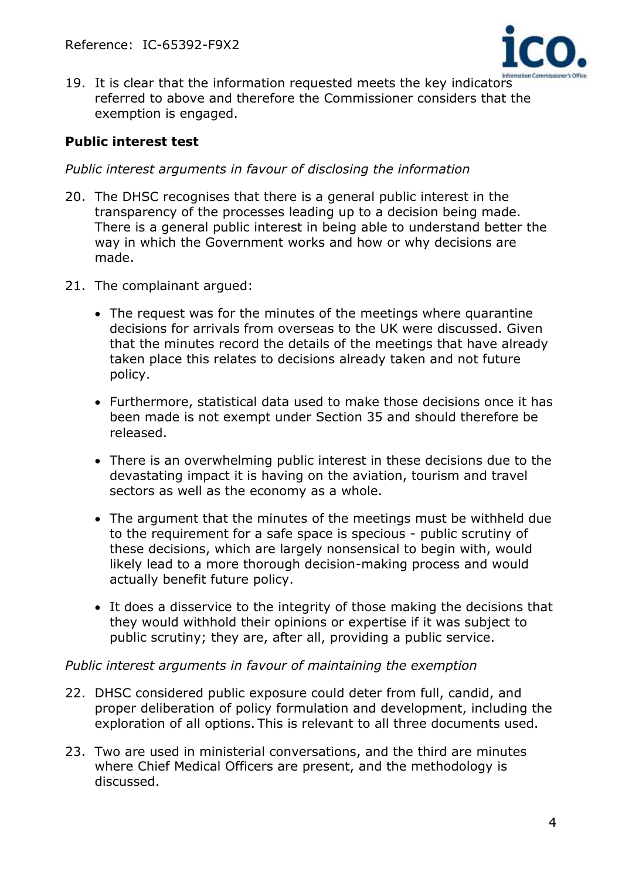19. It is clear that the information requested meets the key indicators referred to above and therefore the Commissioner considers that the exemption is engaged.

**Public interest test**

*Public interest arguments in favour of disclosing the information*

20. The DHSC recognises that there is a general public interest in the transparency of the processes leading up to a decision being made. There is a general public interest in being able to understand better the way in which the Government works and how or why decisions are made.

21. The complainant argued:

    - The request was for the minutes of the meetings where quarantine decisions for arrivals from overseas to the UK were discussed. Given that the minutes record the details of the meetings that have already taken place this relates to decisions already taken and not future policy.

    - Furthermore, statistical data used to make those decisions once it has been made is not exempt under Section 35 and should therefore be released.

    - There is an overwhelming public interest in these decisions due to the devastating impact it is having on the aviation, tourism and travel sectors as well as the economy as a whole.

    - The argument that the minutes of the meetings must be withheld due to the requirement for a safe space is specious - public scrutiny of these decisions, which are largely nonsensical to begin with, would likely lead to a more thorough decision-making process and would actually benefit future policy.

    - It does a disservice to the integrity of those making the decisions that they would withhold their opinions or expertise if it was subject to public scrutiny; they are, after all, providing a public service.

*Public interest arguments in favour of maintaining the exemption*

22. DHSC considered public exposure could deter from full, candid, and proper deliberation of policy formulation and development, including the exploration of all options. This is relevant to all three documents used.

23. Two are used in ministerial conversations, and the third are minutes where Chief Medical Officers are present, and the methodology is discussed.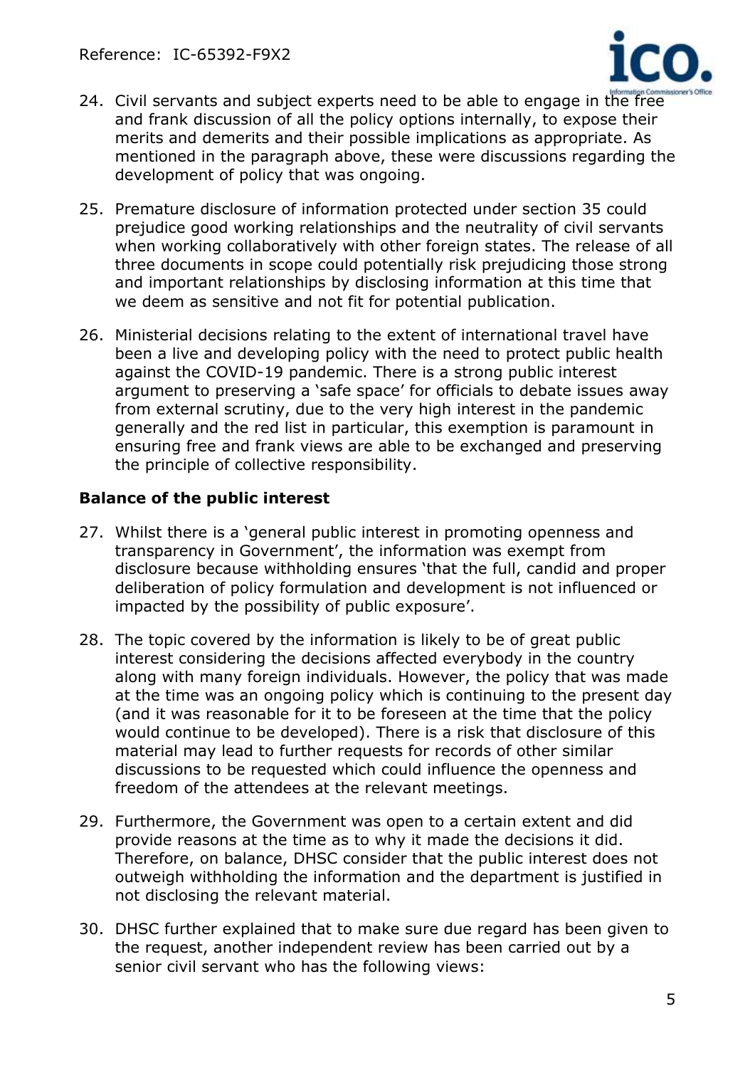24. Civil servants and subject experts need to be able to engage in the free and frank discussion of all the policy options internally, to expose their merits and demerits and their possible implications as appropriate. As mentioned in the paragraph above, these were discussions regarding the development of policy that was ongoing.

25. Premature disclosure of information protected under section 35 could prejudice good working relationships and the neutrality of civil servants when working collaboratively with other foreign states. The release of all three documents in scope could potentially risk prejudicing those strong and important relationships by disclosing information at this time that we deem as sensitive and not fit for potential publication.

26. Ministerial decisions relating to the extent of international travel have been a live and developing policy with the need to protect public health against the COVID-19 pandemic. There is a strong public interest argument to preserving a 'safe space' for officials to debate issues away from external scrutiny, due to the very high interest in the pandemic generally and the red list in particular, this exemption is paramount in ensuring free and frank views are able to be exchanged and preserving the principle of collective responsibility.

### Balance of the public interest

27. Whilst there is a 'general public interest in promoting openness and transparency in Government', the information was exempt from disclosure because withholding ensures 'that the full, candid and proper deliberation of policy formulation and development is not influenced or impacted by the possibility of public exposure'.

28. The topic covered by the information is likely to be of great public interest considering the decisions affected everybody in the country along with many foreign individuals. However, the policy that was made at the time was an ongoing policy which is continuing to the present day (and it was reasonable for it to be foreseen at the time that the policy would continue to be developed). There is a risk that disclosure of this material may lead to further requests for records of other similar discussions to be requested which could influence the openness and freedom of the attendees at the relevant meetings.

29. Furthermore, the Government was open to a certain extent and did provide reasons at the time as to why it made the decisions it did. Therefore, on balance, DHSC consider that the public interest does not outweigh withholding the information and the department is justified in not disclosing the relevant material.

30. DHSC further explained that to make sure due regard has been given to the request, another independent review has been carried out by a senior civil servant who has the following views: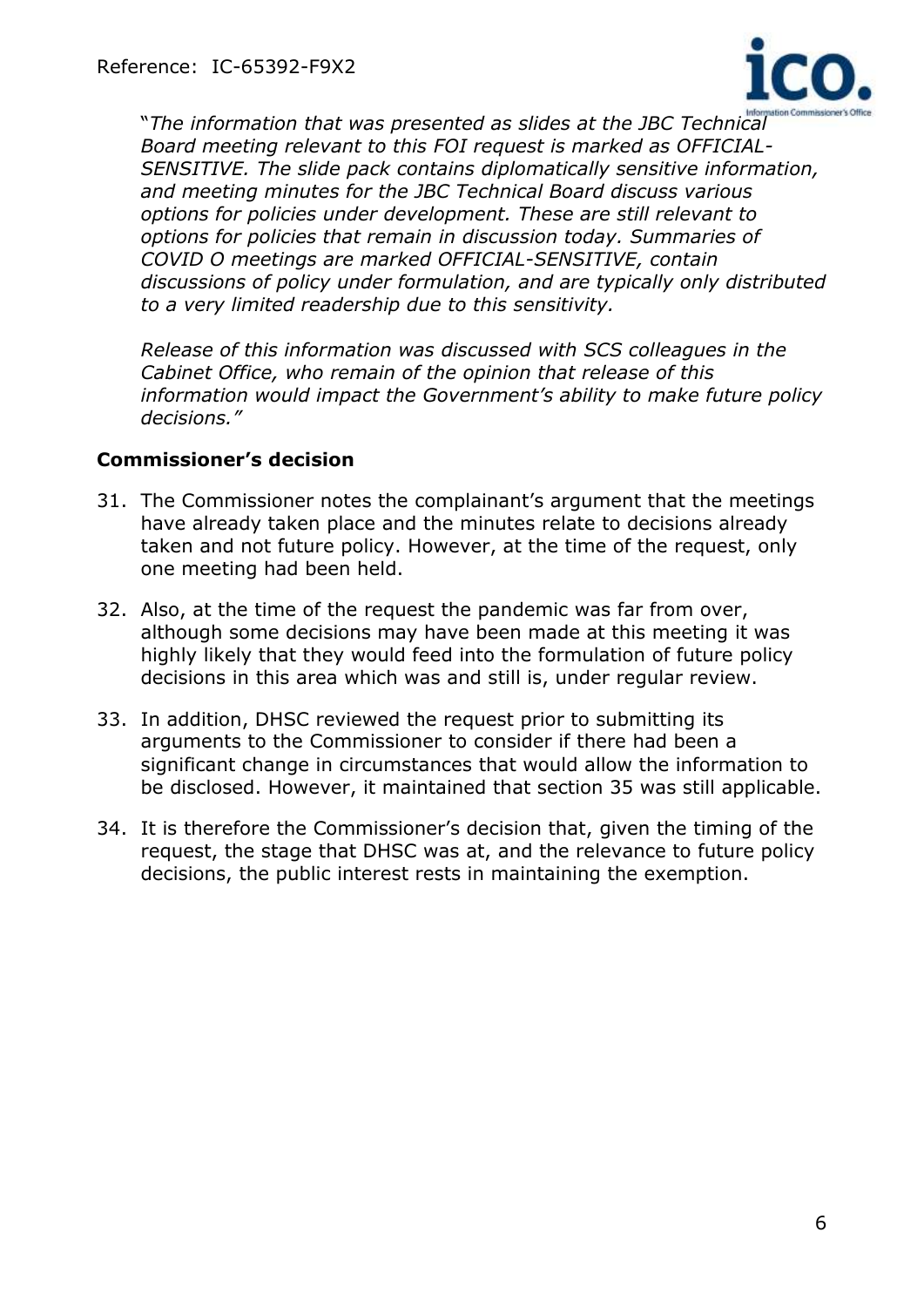"*The information that was presented as slides at the JBC Technical Board meeting relevant to this FOI request is marked as OFFICIAL-SENSITIVE. The slide pack contains diplomatically sensitive information, and meeting minutes for the JBC Technical Board discuss various options for policies under development. These are still relevant to options for policies that remain in discussion today. Summaries of COVID O meetings are marked OFFICIAL-SENSITIVE, contain discussions of policy under formulation, and are typically only distributed to a very limited readership due to this sensitivity.*

*Release of this information was discussed with SCS colleagues in the Cabinet Office, who remain of the opinion that release of this information would impact the Government's ability to make future policy decisions."*

**Commissioner's decision**

31. The Commissioner notes the complainant's argument that the meetings have already taken place and the minutes relate to decisions already taken and not future policy. However, at the time of the request, only one meeting had been held.

32. Also, at the time of the request the pandemic was far from over, although some decisions may have been made at this meeting it was highly likely that they would feed into the formulation of future policy decisions in this area which was and still is, under regular review.

33. In addition, DHSC reviewed the request prior to submitting its arguments to the Commissioner to consider if there had been a significant change in circumstances that would allow the information to be disclosed. However, it maintained that section 35 was still applicable.

34. It is therefore the Commissioner's decision that, given the timing of the request, the stage that DHSC was at, and the relevance to future policy decisions, the public interest rests in maintaining the exemption.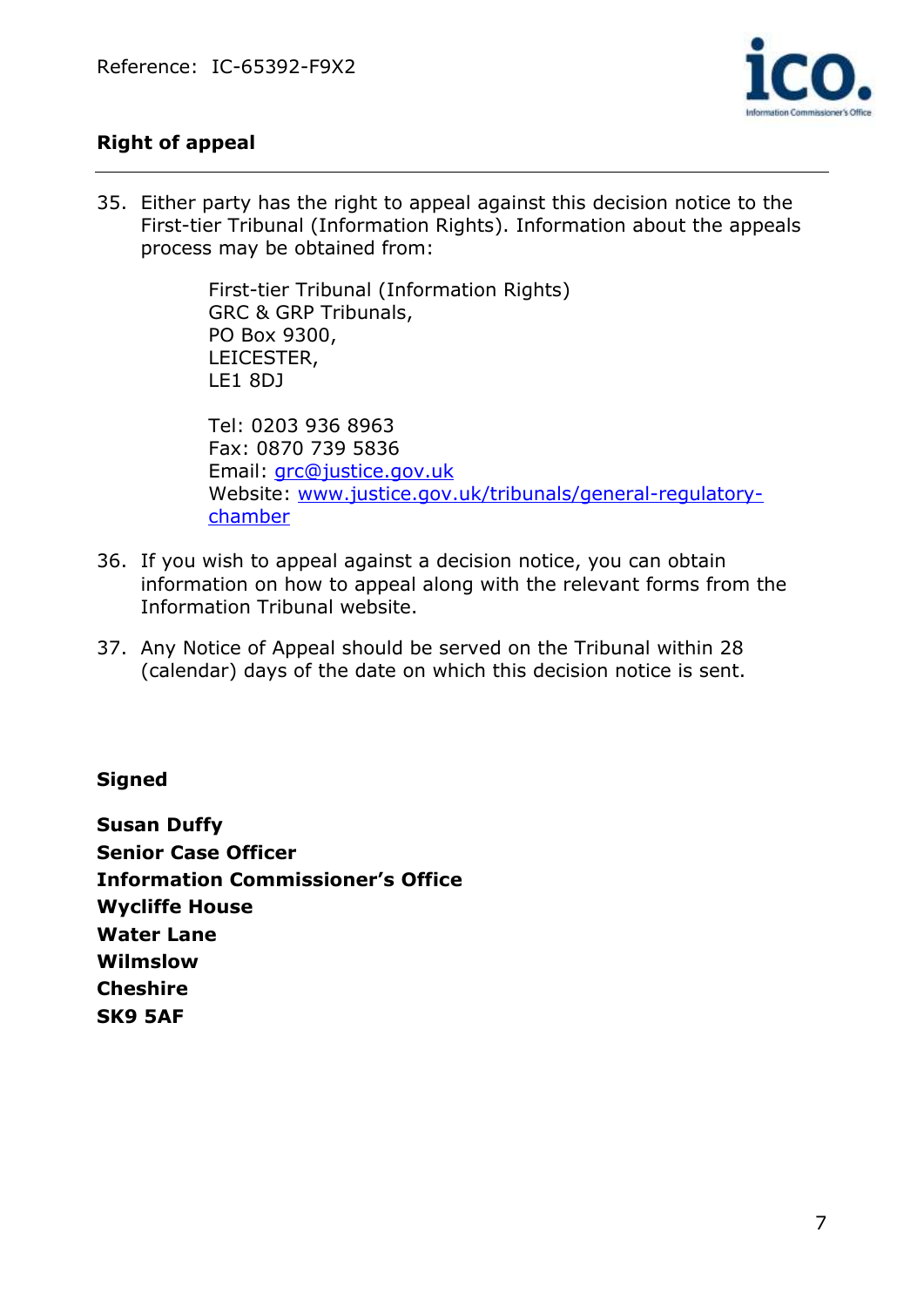## Right of appeal

35. Either party has the right to appeal against this decision notice to the First-tier Tribunal (Information Rights). Information about the appeals process may be obtained from:

    First-tier Tribunal (Information Rights)
    GRC & GRP Tribunals,
    PO Box 9300,
    LEICESTER,
    LE1 8DJ

    Tel: 0203 936 8963
    Fax: 0870 739 5836
    Email: grc@justice.gov.uk
    Website: www.justice.gov.uk/tribunals/general-regulatory-chamber

36. If you wish to appeal against a decision notice, you can obtain information on how to appeal along with the relevant forms from the Information Tribunal website.

37. Any Notice of Appeal should be served on the Tribunal within 28 (calendar) days of the date on which this decision notice is sent.

**Signed**

**Susan Duffy**
**Senior Case Officer**
**Information Commissioner's Office**
**Wycliffe House**
**Water Lane**
**Wilmslow**
**Cheshire**
**SK9 5AF**